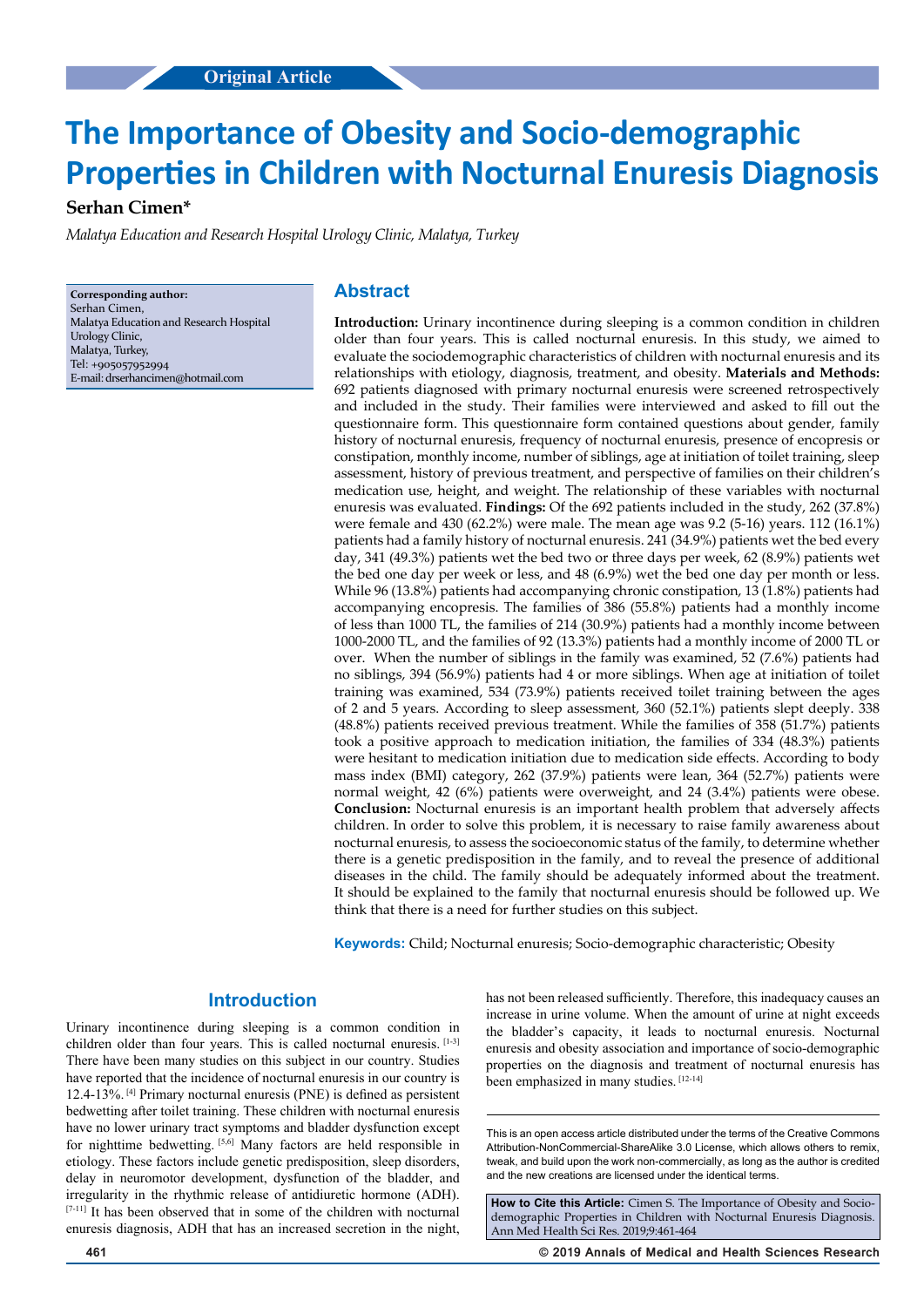Original Article

# The Importance of Obesity and Socio-demographic Properties in Children with Nocturnal Enuresis Diagnosis

**Serhan Cimen***

*Malatya Education and Research Hospital Urology Clinic, Malatya, Turkey*

**Corresponding author:**
Serhan Cimen,
Malatya Education and Research Hospital
Urology Clinic,
Malatya, Turkey,
Tel: +905057952994
E-mail: drserhancimen@hotmail.com

## Abstract

**Introduction:** Urinary incontinence during sleeping is a common condition in children older than four years. This is called nocturnal enuresis. In this study, we aimed to evaluate the sociodemographic characteristics of children with nocturnal enuresis and its relationships with etiology, diagnosis, treatment, and obesity. **Materials and Methods:** 692 patients diagnosed with primary nocturnal enuresis were screened retrospectively and included in the study. Their families were interviewed and asked to fill out the questionnaire form. This questionnaire form contained questions about gender, family history of nocturnal enuresis, frequency of nocturnal enuresis, presence of encopresis or constipation, monthly income, number of siblings, age at initiation of toilet training, sleep assessment, history of previous treatment, and perspective of families on their children's medication use, height, and weight. The relationship of these variables with nocturnal enuresis was evaluated. **Findings:** Of the 692 patients included in the study, 262 (37.8%) were female and 430 (62.2%) were male. The mean age was 9.2 (5-16) years. 112 (16.1%) patients had a family history of nocturnal enuresis. 241 (34.9%) patients wet the bed every day, 341 (49.3%) patients wet the bed two or three days per week, 62 (8.9%) patients wet the bed one day per week or less, and 48 (6.9%) wet the bed one day per month or less. While 96 (13.8%) patients had accompanying chronic constipation, 13 (1.8%) patients had accompanying encopresis. The families of 386 (55.8%) patients had a monthly income of less than 1000 TL, the families of 214 (30.9%) patients had a monthly income between 1000-2000 TL, and the families of 92 (13.3%) patients had a monthly income of 2000 TL or over. When the number of siblings in the family was examined, 52 (7.6%) patients had no siblings, 394 (56.9%) patients had 4 or more siblings. When age at initiation of toilet training was examined, 534 (73.9%) patients received toilet training between the ages of 2 and 5 years. According to sleep assessment, 360 (52.1%) patients slept deeply. 338 (48.8%) patients received previous treatment. While the families of 358 (51.7%) patients took a positive approach to medication initiation, the families of 334 (48.3%) patients were hesitant to medication initiation due to medication side effects. According to body mass index (BMI) category, 262 (37.9%) patients were lean, 364 (52.7%) patients were normal weight, 42 (6%) patients were overweight, and 24 (3.4%) patients were obese. **Conclusion:** Nocturnal enuresis is an important health problem that adversely affects children. In order to solve this problem, it is necessary to raise family awareness about nocturnal enuresis, to assess the socioeconomic status of the family, to determine whether there is a genetic predisposition in the family, and to reveal the presence of additional diseases in the child. The family should be adequately informed about the treatment. It should be explained to the family that nocturnal enuresis should be followed up. We think that there is a need for further studies on this subject.

**Keywords:** Child; Nocturnal enuresis; Socio-demographic characteristic; Obesity

## Introduction

Urinary incontinence during sleeping is a common condition in children older than four years. This is called nocturnal enuresis. [1-3] There have been many studies on this subject in our country. Studies have reported that the incidence of nocturnal enuresis in our country is 12.4-13%. [4] Primary nocturnal enuresis (PNE) is defined as persistent bedwetting after toilet training. These children with nocturnal enuresis have no lower urinary tract symptoms and bladder dysfunction except for nighttime bedwetting. [5,6] Many factors are held responsible in etiology. These factors include genetic predisposition, sleep disorders, delay in neuromotor development, dysfunction of the bladder, and irregularity in the rhythmic release of antidiuretic hormone (ADH). [7-11] It has been observed that in some of the children with nocturnal enuresis diagnosis, ADH that has an increased secretion in the night, has not been released sufficiently. Therefore, this inadequacy causes an increase in urine volume. When the amount of urine at night exceeds the bladder's capacity, it leads to nocturnal enuresis. Nocturnal enuresis and obesity association and importance of socio-demographic properties on the diagnosis and treatment of nocturnal enuresis has been emphasized in many studies. [12-14]

This is an open access article distributed under the terms of the Creative Commons Attribution-NonCommercial-ShareAlike 3.0 License, which allows others to remix, tweak, and build upon the work non-commercially, as long as the author is credited and the new creations are licensed under the identical terms.

**How to Cite this Article:** Cimen S. The Importance of Obesity and Socio-demographic Properties in Children with Nocturnal Enuresis Diagnosis. Ann Med Health Sci Res. 2019;9:461-464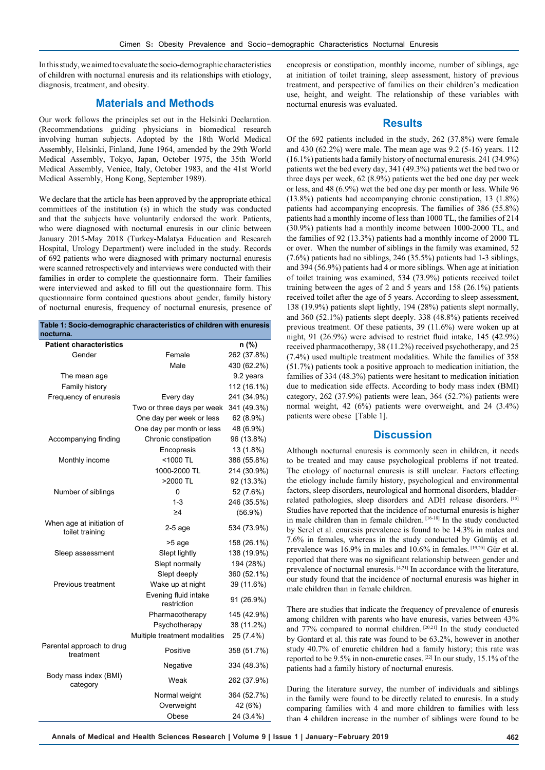In this study, we aimed to evaluate the socio-demographic characteristics of children with nocturnal enuresis and its relationships with etiology, diagnosis, treatment, and obesity.

## Materials and Methods

Our work follows the principles set out in the Helsinki Declaration. (Recommendations guiding physicians in biomedical research involving human subjects. Adopted by the 18th World Medical Assembly, Helsinki, Finland, June 1964, amended by the 29th World Medical Assembly, Tokyo, Japan, October 1975, the 35th World Medical Assembly, Venice, Italy, October 1983, and the 41st World Medical Assembly, Hong Kong, September 1989).

We declare that the article has been approved by the appropriate ethical committees of the institution (s) in which the study was conducted and that the subjects have voluntarily endorsed the work. Patients, who were diagnosed with nocturnal enuresis in our clinic between January 2015-May 2018 (Turkey-Malatya Education and Research Hospital, Urology Department) were included in the study. Records of 692 patients who were diagnosed with primary nocturnal enuresis were scanned retrospectively and interviews were conducted with their families in order to complete the questionnaire form. Their families were interviewed and asked to fill out the questionnaire form. This questionnaire form contained questions about gender, family history of nocturnal enuresis, frequency of nocturnal enuresis, presence of encopresis or constipation, monthly income, number of siblings, age at initiation of toilet training, sleep assessment, history of previous treatment, and perspective of families on their children's medication use, height, and weight. The relationship of these variables with nocturnal enuresis was evaluated.

**Table 1: Socio-demographic characteristics of children with enuresis nocturna.**

| Patient characteristics | | n (%) |
|---|---|---|
| Gender | Female | 262 (37.8%) |
| | Male | 430 (62.2%) |
| The mean age | | 9.2 years |
| Family history | | 112 (16.1%) |
| Frequency of enuresis | Every day | 241 (34.9%) |
| | Two or three days per week | 341 (49.3%) |
| | One day per week or less | 62 (8.9%) |
| | One day per month or less | 48 (6.9%) |
| Accompanying finding | Chronic constipation | 96 (13.8%) |
| | Encopresis | 13 (1.8%) |
| Monthly income | <1000 TL | 386 (55.8%) |
| | 1000-2000 TL | 214 (30.9%) |
| | >2000 TL | 92 (13.3%) |
| Number of siblings | 0 | 52 (7.6%) |
| | 1-3 | 246 (35.5%) |
| | ≥4 | (56.9%) |
| When age at initiation of toilet training | 2-5 age | 534 (73.9%) |
| | >5 age | 158 (26.1%) |
| Sleep assessment | Slept lightly | 138 (19.9%) |
| | Slept normally | 194 (28%) |
| | Slept deeply | 360 (52.1%) |
| Previous treatment | Wake up at night | 39 (11.6%) |
| | Evening fluid intake restriction | 91 (26.9%) |
| | Pharmacotherapy | 145 (42.9%) |
| | Psychotherapy | 38 (11.2%) |
| | Multiple treatment modalities | 25 (7.4%) |
| Parental approach to drug treatment | Positive | 358 (51.7%) |
| | Negative | 334 (48.3%) |
| Body mass index (BMI) category | Weak | 262 (37.9%) |
| | Normal weight | 364 (52.7%) |
| | Overweight | 42 (6%) |
| | Obese | 24 (3.4%) |

## Results

Of the 692 patients included in the study, 262 (37.8%) were female and 430 (62.2%) were male. The mean age was 9.2 (5-16) years. 112 (16.1%) patients had a family history of nocturnal enuresis. 241 (34.9%) patients wet the bed every day, 341 (49.3%) patients wet the bed two or three days per week, 62 (8.9%) patients wet the bed one day per week or less, and 48 (6.9%) wet the bed one day per month or less. While 96 (13.8%) patients had accompanying chronic constipation, 13 (1.8%) patients had accompanying encopresis. The families of 386 (55.8%) patients had a monthly income of less than 1000 TL, the families of 214 (30.9%) patients had a monthly income between 1000-2000 TL, and the families of 92 (13.3%) patients had a monthly income of 2000 TL or over. When the number of siblings in the family was examined, 52 (7.6%) patients had no siblings, 246 (35.5%) patients had 1-3 siblings, and 394 (56.9%) patients had 4 or more siblings. When age at initiation of toilet training was examined, 534 (73.9%) patients received toilet training between the ages of 2 and 5 years and 158 (26.1%) patients received toilet after the age of 5 years. According to sleep assessment, 138 (19.9%) patients slept lightly, 194 (28%) patients slept normally, and 360 (52.1%) patients slept deeply. 338 (48.8%) patients received previous treatment. Of these patients, 39 (11.6%) were woken up at night, 91 (26.9%) were advised to restrict fluid intake, 145 (42.9%) received pharmacotherapy, 38 (11.2%) received psychotherapy, and 25 (7.4%) used multiple treatment modalities. While the families of 358 (51.7%) patients took a positive approach to medication initiation, the families of 334 (48.3%) patients were hesitant to medication initiation due to medication side effects. According to body mass index (BMI) category, 262 (37.9%) patients were lean, 364 (52.7%) patients were normal weight, 42 (6%) patients were overweight, and 24 (3.4%) patients were obese [Table 1].

## Discussion

Although nocturnal enuresis is commonly seen in children, it needs to be treated and may cause psychological problems if not treated. The etiology of nocturnal enuresis is still unclear. Factors effecting the etiology include family history, psychological and environmental factors, sleep disorders, neurological and hormonal disorders, bladder-related pathologies, sleep disorders and ADH release disorders. [15] Studies have reported that the incidence of nocturnal enuresis is higher in male children than in female children. [16-18] In the study conducted by Serel et al. enuresis prevalence is found to be 14.3% in males and 7.6% in females, whereas in the study conducted by Gümüş et al. prevalence was 16.9% in males and 10.6% in females. [19,20] Gür et al. reported that there was no significant relationship between gender and prevalence of nocturnal enuresis. [4,21] In accordance with the literature, our study found that the incidence of nocturnal enuresis was higher in male children than in female children.

There are studies that indicate the frequency of prevalence of enuresis among children with parents who have enuresis, varies between 43% and 77% compared to normal children. [20,21] In the study conducted by Gontard et al. this rate was found to be 63.2%, however in another study 40.7% of enuretic children had a family history; this rate was reported to be 9.5% in non-enuretic cases. [22] In our study, 15.1% of the patients had a family history of nocturnal enuresis.

During the literature survey, the number of individuals and siblings in the family were found to be directly related to enuresis. In a study comparing families with 4 and more children to families with less than 4 children increase in the number of siblings were found to be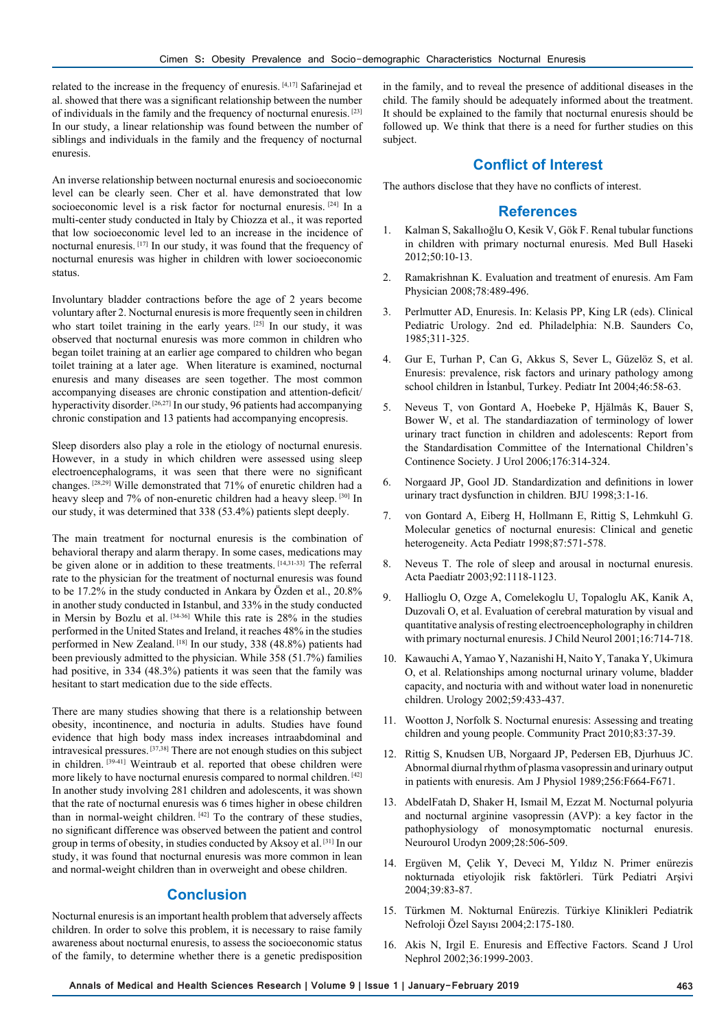related to the increase in the frequency of enuresis. [4,17] Safarinejad et al. showed that there was a significant relationship between the number of individuals in the family and the frequency of nocturnal enuresis. [23] In our study, a linear relationship was found between the number of siblings and individuals in the family and the frequency of nocturnal enuresis.

An inverse relationship between nocturnal enuresis and socioeconomic level can be clearly seen. Cher et al. have demonstrated that low socioeconomic level is a risk factor for nocturnal enuresis. [24] In a multi-center study conducted in Italy by Chiozza et al., it was reported that low socioeconomic level led to an increase in the incidence of nocturnal enuresis. [17] In our study, it was found that the frequency of nocturnal enuresis was higher in children with lower socioeconomic status.

Involuntary bladder contractions before the age of 2 years become voluntary after 2. Nocturnal enuresis is more frequently seen in children who start toilet training in the early years. [25] In our study, it was observed that nocturnal enuresis was more common in children who began toilet training at an earlier age compared to children who began toilet training at a later age. When literature is examined, nocturnal enuresis and many diseases are seen together. The most common accompanying diseases are chronic constipation and attention-deficit/hyperactivity disorder. [26,27] In our study, 96 patients had accompanying chronic constipation and 13 patients had accompanying encopresis.

Sleep disorders also play a role in the etiology of nocturnal enuresis. However, in a study in which children were assessed using sleep electroencephalograms, it was seen that there were no significant changes. [28,29] Wille demonstrated that 71% of enuretic children had a heavy sleep and 7% of non-enuretic children had a heavy sleep. [30] In our study, it was determined that 338 (53.4%) patients slept deeply.

The main treatment for nocturnal enuresis is the combination of behavioral therapy and alarm therapy. In some cases, medications may be given alone or in addition to these treatments. [14,31-33] The referral rate to the physician for the treatment of nocturnal enuresis was found to be 17.2% in the study conducted in Ankara by Özden et al., 20.8% in another study conducted in Istanbul, and 33% in the study conducted in Mersin by Bozlu et al. [34-36] While this rate is 28% in the studies performed in the United States and Ireland, it reaches 48% in the studies performed in New Zealand. [18] In our study, 338 (48.8%) patients had been previously admitted to the physician. While 358 (51.7%) families had positive, in 334 (48.3%) patients it was seen that the family was hesitant to start medication due to the side effects.

There are many studies showing that there is a relationship between obesity, incontinence, and nocturia in adults. Studies have found evidence that high body mass index increases intraabdominal and intravesical pressures. [37,38] There are not enough studies on this subject in children. [39-41] Weintraub et al. reported that obese children were more likely to have nocturnal enuresis compared to normal children. [42] In another study involving 281 children and adolescents, it was shown that the rate of nocturnal enuresis was 6 times higher in obese children than in normal-weight children. [42] To the contrary of these studies, no significant difference was observed between the patient and control group in terms of obesity, in studies conducted by Aksoy et al. [31] In our study, it was found that nocturnal enuresis was more common in lean and normal-weight children than in overweight and obese children.

## Conclusion

Nocturnal enuresis is an important health problem that adversely affects children. In order to solve this problem, it is necessary to raise family awareness about nocturnal enuresis, to assess the socioeconomic status of the family, to determine whether there is a genetic predisposition in the family, and to reveal the presence of additional diseases in the child. The family should be adequately informed about the treatment. It should be explained to the family that nocturnal enuresis should be followed up. We think that there is a need for further studies on this subject.

## Conflict of Interest

The authors disclose that they have no conflicts of interest.

## References

1. Kalman S, Sakallıoğlu O, Kesik V, Gök F. Renal tubular functions in children with primary nocturnal enuresis. Med Bull Haseki 2012;50:10-13.
2. Ramakrishnan K. Evaluation and treatment of enuresis. Am Fam Physician 2008;78:489-496.
3. Perlmutter AD, Enuresis. In: Kelasis PP, King LR (eds). Clinical Pediatric Urology. 2nd ed. Philadelphia: N.B. Saunders Co, 1985;311-325.
4. Gur E, Turhan P, Can G, Akkus S, Sever L, Güzelöz S, et al. Enuresis: prevalence, risk factors and urinary pathology among school children in İstanbul, Turkey. Pediatr Int 2004;46:58-63.
5. Neveus T, von Gontard A, Hoebeke P, Hjälmås K, Bauer S, Bower W, et al. The standardiazation of terminology of lower urinary tract function in children and adolescents: Report from the Standardisation Committee of the International Children's Continence Society. J Urol 2006;176:314-324.
6. Norgaard JP, Gool JD. Standardization and definitions in lower urinary tract dysfunction in children. BJU 1998;3:1-16.
7. von Gontard A, Eiberg H, Hollmann E, Rittig S, Lehmkuhl G. Molecular genetics of nocturnal enuresis: Clinical and genetic heterogeneity. Acta Pediatr 1998;87:571-578.
8. Neveus T. The role of sleep and arousal in nocturnal enuresis. Acta Paediatr 2003;92:1118-1123.
9. Hallioglu O, Ozge A, Comelekoglu U, Topaloglu AK, Kanik A, Duzovali O, et al. Evaluation of cerebral maturation by visual and quantitative analysis of resting electroencephelography in children with primary nocturnal enuresis. J Child Neurol 2001;16:714-718.
10. Kawauchi A, Yamao Y, Nazanishi H, Naito Y, Tanaka Y, Ukimura O, et al. Relationships among nocturnal urinary volume, bladder capacity, and nocturia with and without water load in nonenuretic children. Urology 2002;59:433-437.
11. Wootton J, Norfolk S. Nocturnal enuresis: Assessing and treating children and young people. Community Pract 2010;83:37-39.
12. Rittig S, Knudsen UB, Norgaard JP, Pedersen EB, Djurhuus JC. Abnormal diurnal rhythm of plasma vasopressin and urinary output in patients with enuresis. Am J Physiol 1989;256:F664-F671.
13. AbdelFatah D, Shaker H, Ismail M, Ezzat M. Nocturnal polyuria and nocturnal arginine vasopressin (AVP): a key factor in the pathophysiology of monosymptomatic nocturnal enuresis. Neurourol Urodyn 2009;28:506-509.
14. Ergüven M, Çelik Y, Deveci M, Yıldız N. Primer enürezis nokturnada etiyolojik risk faktörleri. Türk Pediatri Arşivi 2004;39:83-87.
15. Türkmen M. Nokturnal Enürezis. Türkiye Klinikleri Pediatrik Nefroloji Özel Sayısı 2004;2:175-180.
16. Akis N, Irgil E. Enuresis and Effective Factors. Scand J Urol Nephrol 2002;36:1999-2003.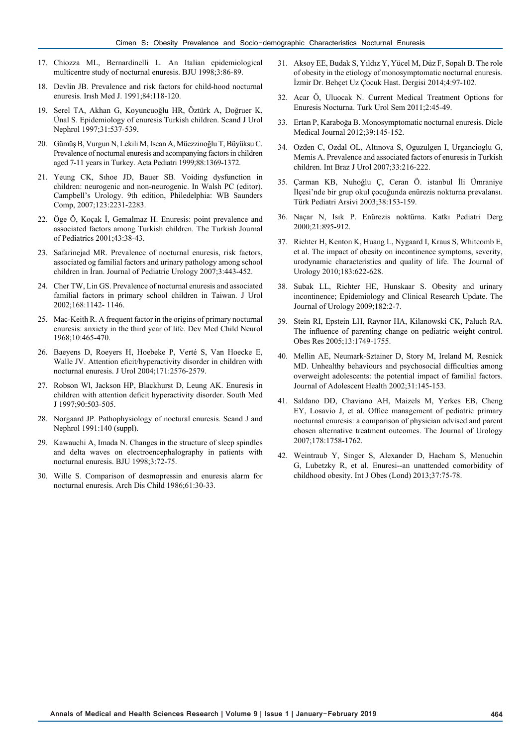17. Chiozza ML, Bernardinelli L. An Italian epidemiological multicentre study of nocturnal enuresis. BJU 1998;3:86-89.
18. Devlin JB. Prevalence and risk factors for child-hood nocturnal enuresis. Irısh Med J. 1991;84:118-120.
19. Serel TA, Akhan G, Koyuncuoğlu HR, Öztürk A, Doğruer K, Ünal S. Epidemiology of enuresis Turkish children. Scand J Urol Nephrol 1997;31:537-539.
20. Gümüş B, Vurgun N, Lekili M, Iscan A, Müezzinoğlu T, Büyüksu C. Prevalence of nocturnal enuresis and acompanying factors in children aged 7-11 years in Turkey. Acta Pediatri 1999;88:1369-1372.
21. Yeung CK, Sıhoe JD, Bauer SB. Voiding dysfunction in children: neurogenic and non-neurogenic. In Walsh PC (editor). Campbell's Urology. 9th edition, Philedelphia: WB Saunders Comp, 2007;123:2231-2283.
22. Öge Ö, Koçak İ, Gemalmaz H. Enuresis: point prevalence and associated factors among Turkish children. The Turkish Journal of Pediatrics 2001;43:38-43.
23. Safarinejad MR. Prevalence of nocturnal enuresis, risk factors, associated og familial factors and urinary pathology among school children in İran. Journal of Pediatric Urology 2007;3:443-452.
24. Cher TW, Lin GS. Prevalence of nocturnal enuresis and associated familial factors in primary school children in Taiwan. J Urol 2002;168:1142- 1146.
25. Mac-Keith R. A frequent factor in the origins of primary nocturnal enuresis: anxiety in the third year of life. Dev Med Child Neurol 1968;10:465-470.
26. Baeyens D, Roeyers H, Hoebeke P, Verté S, Van Hoecke E, Walle JV. Attention eficit/hyperactivity disorder in children with nocturnal enuresis. J Urol 2004;171:2576-2579.
27. Robson Wl, Jackson HP, Blackhurst D, Leung AK. Enuresis in children with attention deficit hyperactivity disorder. South Med J 1997;90:503-505.
28. Norgaard JP. Pathophysiology of noctural enuresis. Scand J and Nephrol 1991:140 (suppl).
29. Kawauchi A, Imada N. Changes in the structure of sleep spindles and delta waves on electroencephalography in patients with nocturnal enuresis. BJU 1998;3:72-75.
30. Wille S. Comparison of desmopressin and enuresis alarm for nocturnal enuresis. Arch Dis Child 1986;61:30-33.
31. Aksoy EE, Budak S, Yıldız Y, Yücel M, Düz F, Sopalı B. The role of obesity in the etiology of monosymptomatic nocturnal enuresis. İzmir Dr. Behçet Uz Çocuk Hast. Dergisi 2014;4:97-102.
32. Acar Ö, Uluocak N. Current Medical Treatment Options for Enuresis Nocturna. Turk Urol Sem 2011;2:45-49.
33. Ertan P, Karaboğa B. Monosymptomatic nocturnal enuresis. Dicle Medical Journal 2012;39:145-152.
34. Ozden C, Ozdal OL, Altınova S, Oguzulgen I, Urgancioglu G, Memis A. Prevalence and associated factors of enuresis in Turkish children. Int Braz J Urol 2007;33:216-222.
35. Çarman KB, Nuhoğlu Ç, Ceran Ö. istanbul İli Ümraniye İlçesi'nde bir grup okul çocuğunda enürezis nokturna prevalansı. Türk Pediatri Arsivi 2003;38:153-159.
36. Naçar N, Isık P. Enürezis noktürna. Katkı Pediatri Derg 2000;21:895-912.
37. Richter H, Kenton K, Huang L, Nygaard I, Kraus S, Whitcomb E, et al. The impact of obesity on incontinence symptoms, severity, urodynamic characteristics and quality of life. The Journal of Urology 2010;183:622-628.
38. Subak LL, Richter HE, Hunskaar S. Obesity and urinary incontinence; Epidemiology and Clinical Research Update. The Journal of Urology 2009;182:2-7.
39. Stein RI, Epstein LH, Raynor HA, Kilanowski CK, Paluch RA. The influence of parenting change on pediatric weight control. Obes Res 2005;13:1749-1755.
40. Mellin AE, Neumark-Sztainer D, Story M, Ireland M, Resnick MD. Unhealthy behaviours and psychosocial difficulties among overweight adolescents: the potential impact of familial factors. Journal of Adolescent Health 2002;31:145-153.
41. Saldano DD, Chaviano AH, Maizels M, Yerkes EB, Cheng EY, Losavio J, et al. Office management of pediatric primary nocturnal enuresis: a comparison of physician advised and parent chosen alternative treatment outcomes. The Journal of Urology 2007;178:1758-1762.
42. Weintraub Y, Singer S, Alexander D, Hacham S, Menuchin G, Lubetzky R, et al. Enuresi--an unattended comorbidity of childhood obesity. Int J Obes (Lond) 2013;37:75-78.